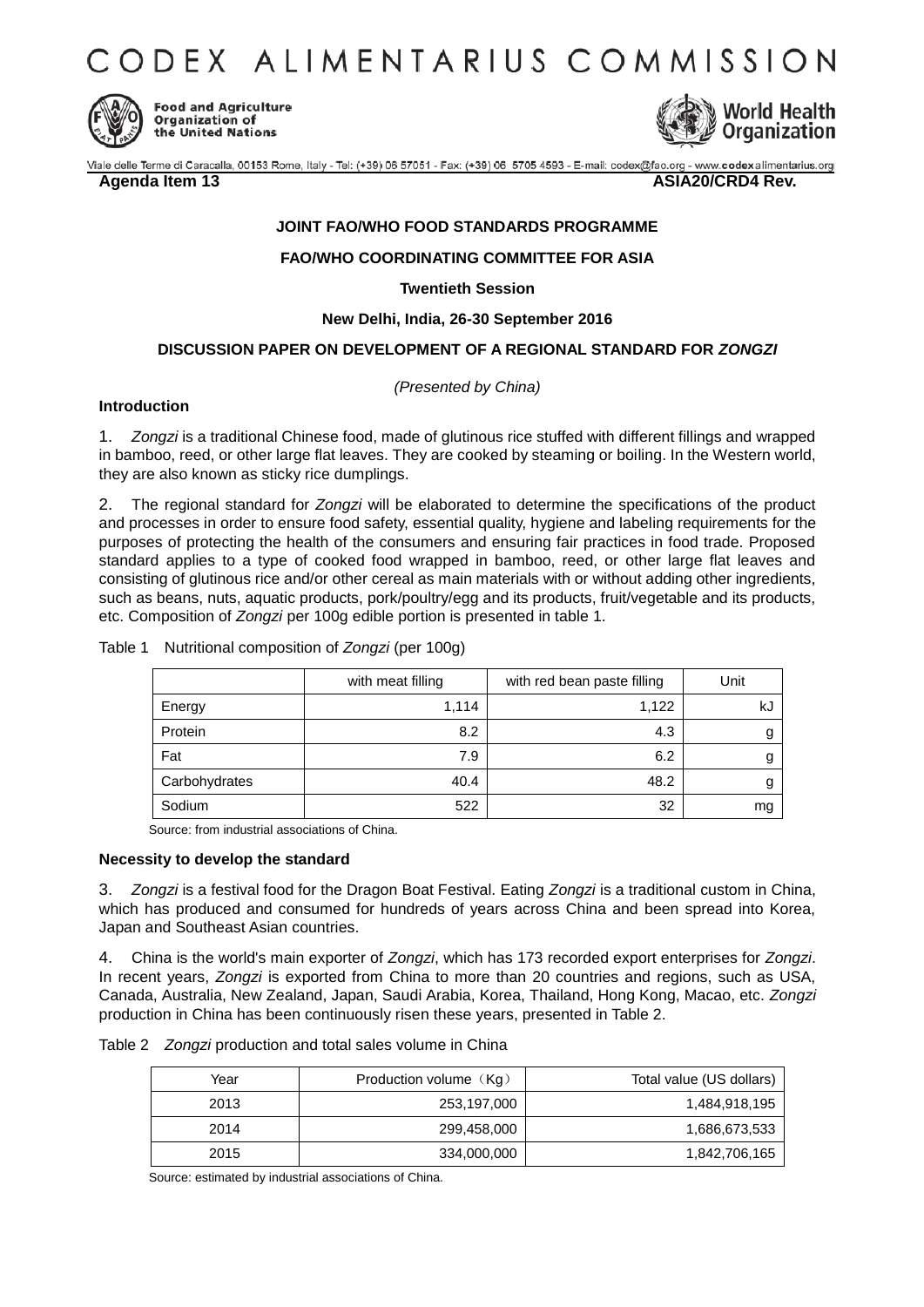# CODEX ALIMENTARIUS COMMISSION

Food and Agriculture Organization of the United Nations

World Health Organization

Viale delle Terme di Caracalla, 00153 Rome, Italy - Tel: (+39) 06 57051 - Fax: (+39) 06 5705 4593 - E-mail: codex@fao.org - www.codexalimentarius.org

**Agenda Item 13** **ASIA20/CRD4 Rev.**

**JOINT FAO/WHO FOOD STANDARDS PROGRAMME**

**FAO/WHO COORDINATING COMMITTEE FOR ASIA**

**Twentieth Session**

**New Delhi, India, 26-30 September 2016**

**DISCUSSION PAPER ON DEVELOPMENT OF A REGIONAL STANDARD FOR *ZONGZI***

*(Presented by China)*

**Introduction**

1. *Zongzi* is a traditional Chinese food, made of glutinous rice stuffed with different fillings and wrapped in bamboo, reed, or other large flat leaves. They are cooked by steaming or boiling. In the Western world, they are also known as sticky rice dumplings.

2. The regional standard for *Zongzi* will be elaborated to determine the specifications of the product and processes in order to ensure food safety, essential quality, hygiene and labeling requirements for the purposes of protecting the health of the consumers and ensuring fair practices in food trade. Proposed standard applies to a type of cooked food wrapped in bamboo, reed, or other large flat leaves and consisting of glutinous rice and/or other cereal as main materials with or without adding other ingredients, such as beans, nuts, aquatic products, pork/poultry/egg and its products, fruit/vegetable and its products, etc. Composition of *Zongzi* per 100g edible portion is presented in table 1.

Table 1 Nutritional composition of *Zongzi* (per 100g)

| | with meat filling | with red bean paste filling | Unit |
|---|---|---|---|
| Energy | 1,114 | 1,122 | kJ |
| Protein | 8.2 | 4.3 | g |
| Fat | 7.9 | 6.2 | g |
| Carbohydrates | 40.4 | 48.2 | g |
| Sodium | 522 | 32 | mg |

Source: from industrial associations of China.

**Necessity to develop the standard**

3. *Zongzi* is a festival food for the Dragon Boat Festival. Eating *Zongzi* is a traditional custom in China, which has produced and consumed for hundreds of years across China and been spread into Korea, Japan and Southeast Asian countries.

4. China is the world's main exporter of *Zongzi*, which has 173 recorded export enterprises for *Zongzi*. In recent years, *Zongzi* is exported from China to more than 20 countries and regions, such as USA, Canada, Australia, New Zealand, Japan, Saudi Arabia, Korea, Thailand, Hong Kong, Macao, etc. *Zongzi* production in China has been continuously risen these years, presented in Table 2.

Table 2 *Zongzi* production and total sales volume in China

| Year | Production volume（Kg） | Total value (US dollars) |
|---|---|---|
| 2013 | 253,197,000 | 1,484,918,195 |
| 2014 | 299,458,000 | 1,686,673,533 |
| 2015 | 334,000,000 | 1,842,706,165 |

Source: estimated by industrial associations of China.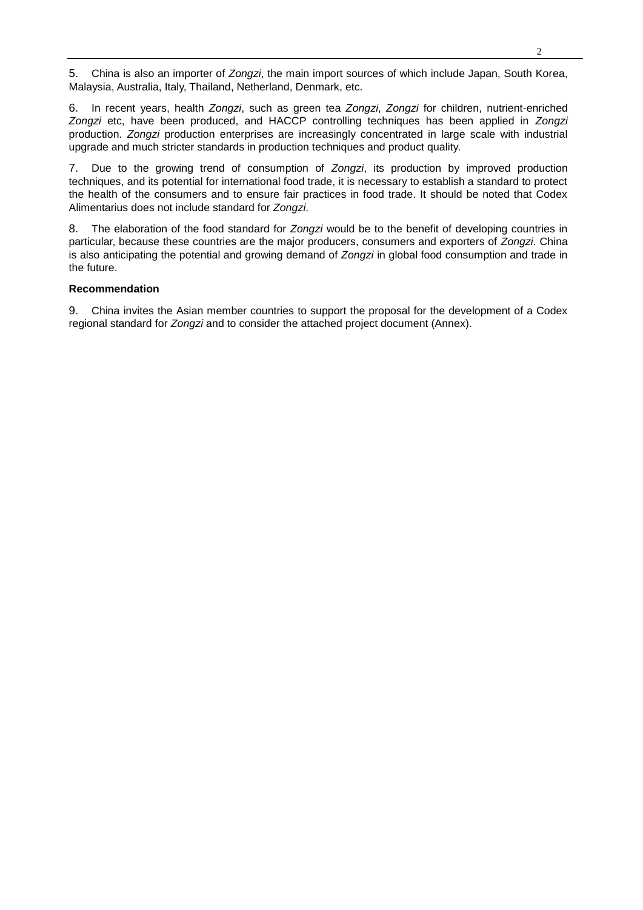5. China is also an importer of *Zongzi*, the main import sources of which include Japan, South Korea, Malaysia, Australia, Italy, Thailand, Netherland, Denmark, etc.

6. In recent years, health *Zongzi*, such as green tea *Zongzi*, *Zongzi* for children, nutrient-enriched *Zongzi* etc, have been produced, and HACCP controlling techniques has been applied in *Zongzi* production. *Zongzi* production enterprises are increasingly concentrated in large scale with industrial upgrade and much stricter standards in production techniques and product quality.

7. Due to the growing trend of consumption of *Zongzi*, its production by improved production techniques, and its potential for international food trade, it is necessary to establish a standard to protect the health of the consumers and to ensure fair practices in food trade. It should be noted that Codex Alimentarius does not include standard for *Zongzi*.

8. The elaboration of the food standard for *Zongzi* would be to the benefit of developing countries in particular, because these countries are the major producers, consumers and exporters of *Zongzi*. China is also anticipating the potential and growing demand of *Zongzi* in global food consumption and trade in the future.

**Recommendation**

9. China invites the Asian member countries to support the proposal for the development of a Codex regional standard for *Zongzi* and to consider the attached project document (Annex).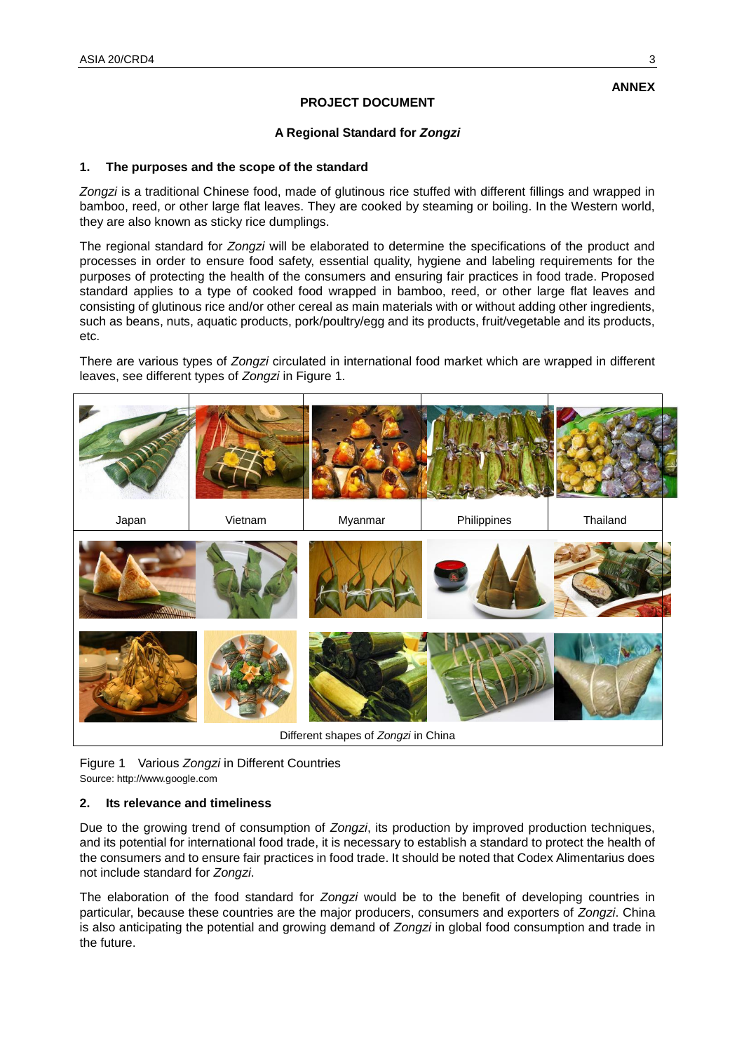**ANNEX**

**PROJECT DOCUMENT**

**A Regional Standard for *Zongzi***

## 1. The purposes and the scope of the standard

*Zongzi* is a traditional Chinese food, made of glutinous rice stuffed with different fillings and wrapped in bamboo, reed, or other large flat leaves. They are cooked by steaming or boiling. In the Western world, they are also known as sticky rice dumplings.

The regional standard for *Zongzi* will be elaborated to determine the specifications of the product and processes in order to ensure food safety, essential quality, hygiene and labeling requirements for the purposes of protecting the health of the consumers and ensuring fair practices in food trade. Proposed standard applies to a type of cooked food wrapped in bamboo, reed, or other large flat leaves and consisting of glutinous rice and/or other cereal as main materials with or without adding other ingredients, such as beans, nuts, aquatic products, pork/poultry/egg and its products, fruit/vegetable and its products, etc.

There are various types of *Zongzi* circulated in international food market which are wrapped in different leaves, see different types of *Zongzi* in Figure 1.

| Japan | Vietnam | Myanmar | Philippines | Thailand |
|---|---|---|---|---|
| Different shapes of *Zongzi* in China | | | | |

Figure 1 Various *Zongzi* in Different Countries
Source: http://www.google.com

## 2. Its relevance and timeliness

Due to the growing trend of consumption of *Zongzi*, its production by improved production techniques, and its potential for international food trade, it is necessary to establish a standard to protect the health of the consumers and to ensure fair practices in food trade. It should be noted that Codex Alimentarius does not include standard for *Zongzi*.

The elaboration of the food standard for *Zongzi* would be to the benefit of developing countries in particular, because these countries are the major producers, consumers and exporters of *Zongzi*. China is also anticipating the potential and growing demand of *Zongzi* in global food consumption and trade in the future.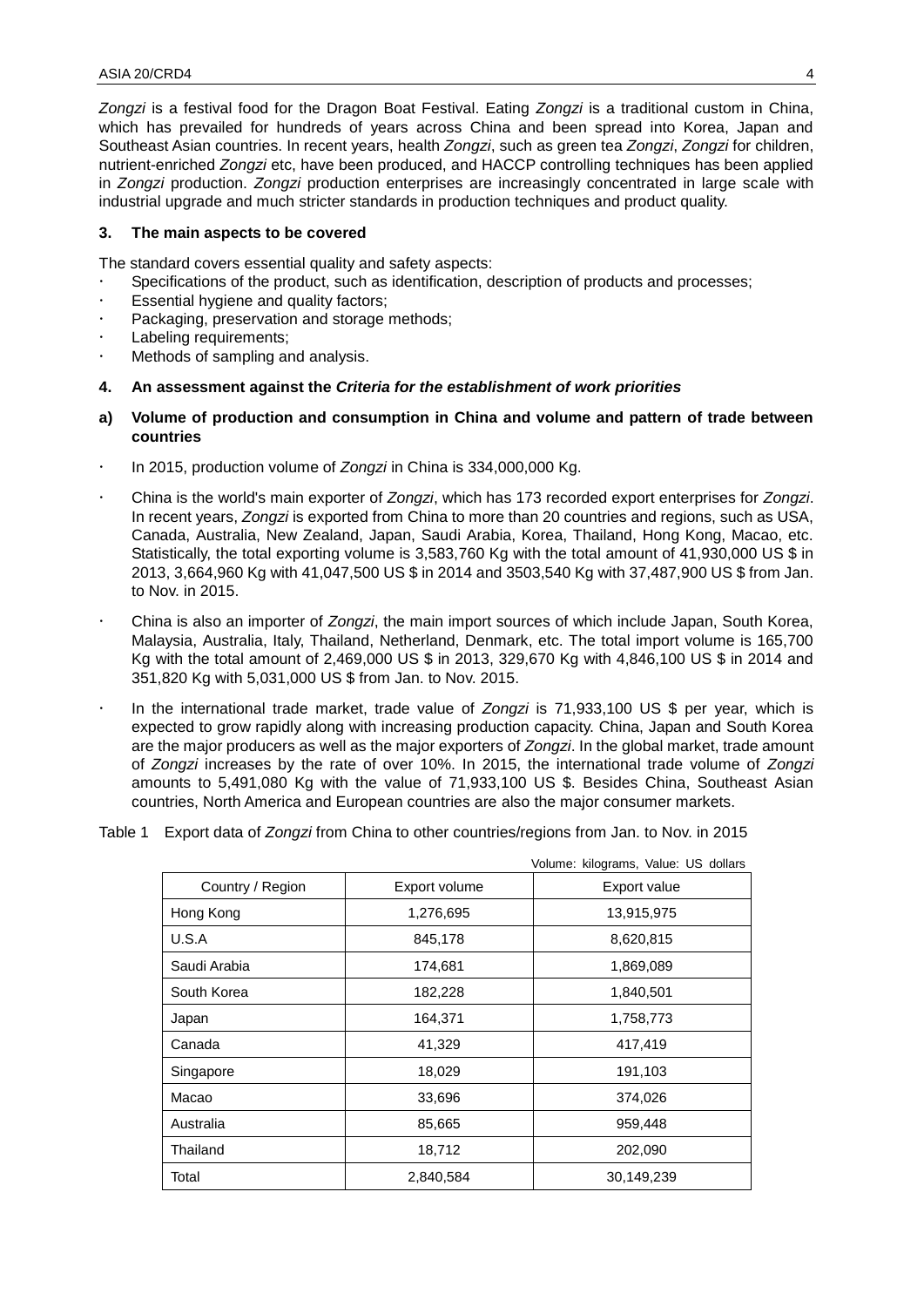*Zongzi* is a festival food for the Dragon Boat Festival. Eating *Zongzi* is a traditional custom in China, which has prevailed for hundreds of years across China and been spread into Korea, Japan and Southeast Asian countries. In recent years, health *Zongzi*, such as green tea *Zongzi*, *Zongzi* for children, nutrient-enriched *Zongzi* etc, have been produced, and HACCP controlling techniques has been applied in *Zongzi* production. *Zongzi* production enterprises are increasingly concentrated in large scale with industrial upgrade and much stricter standards in production techniques and product quality.

**3. The main aspects to be covered**

The standard covers essential quality and safety aspects:

- Specifications of the product, such as identification, description of products and processes;
- Essential hygiene and quality factors;
- Packaging, preservation and storage methods;
- Labeling requirements;
- Methods of sampling and analysis.

**4. An assessment against the *Criteria for the establishment of work priorities***

**a) Volume of production and consumption in China and volume and pattern of trade between countries**

- In 2015, production volume of *Zongzi* in China is 334,000,000 Kg.
- China is the world's main exporter of *Zongzi*, which has 173 recorded export enterprises for *Zongzi*. In recent years, *Zongzi* is exported from China to more than 20 countries and regions, such as USA, Canada, Australia, New Zealand, Japan, Saudi Arabia, Korea, Thailand, Hong Kong, Macao, etc. Statistically, the total exporting volume is 3,583,760 Kg with the total amount of 41,930,000 US $ in 2013, 3,664,960 Kg with 41,047,500 US $ in 2014 and 3503,540 Kg with 37,487,900 US $ from Jan. to Nov. in 2015.
- China is also an importer of *Zongzi*, the main import sources of which include Japan, South Korea, Malaysia, Australia, Italy, Thailand, Netherland, Denmark, etc. The total import volume is 165,700 Kg with the total amount of 2,469,000 US $ in 2013, 329,670 Kg with 4,846,100 US $ in 2014 and 351,820 Kg with 5,031,000 US $ from Jan. to Nov. 2015.
- In the international trade market, trade value of *Zongzi* is 71,933,100 US $ per year, which is expected to grow rapidly along with increasing production capacity. China, Japan and South Korea are the major producers as well as the major exporters of *Zongzi*. In the global market, trade amount of *Zongzi* increases by the rate of over 10%. In 2015, the international trade volume of *Zongzi* amounts to 5,491,080 Kg with the value of 71,933,100 US $. Besides China, Southeast Asian countries, North America and European countries are also the major consumer markets.

Table 1 Export data of *Zongzi* from China to other countries/regions from Jan. to Nov. in 2015

Volume: kilograms, Value: US dollars

| Country / Region | Export volume | Export value |
|---|---|---|
| Hong Kong | 1,276,695 | 13,915,975 |
| U.S.A | 845,178 | 8,620,815 |
| Saudi Arabia | 174,681 | 1,869,089 |
| South Korea | 182,228 | 1,840,501 |
| Japan | 164,371 | 1,758,773 |
| Canada | 41,329 | 417,419 |
| Singapore | 18,029 | 191,103 |
| Macao | 33,696 | 374,026 |
| Australia | 85,665 | 959,448 |
| Thailand | 18,712 | 202,090 |
| Total | 2,840,584 | 30,149,239 |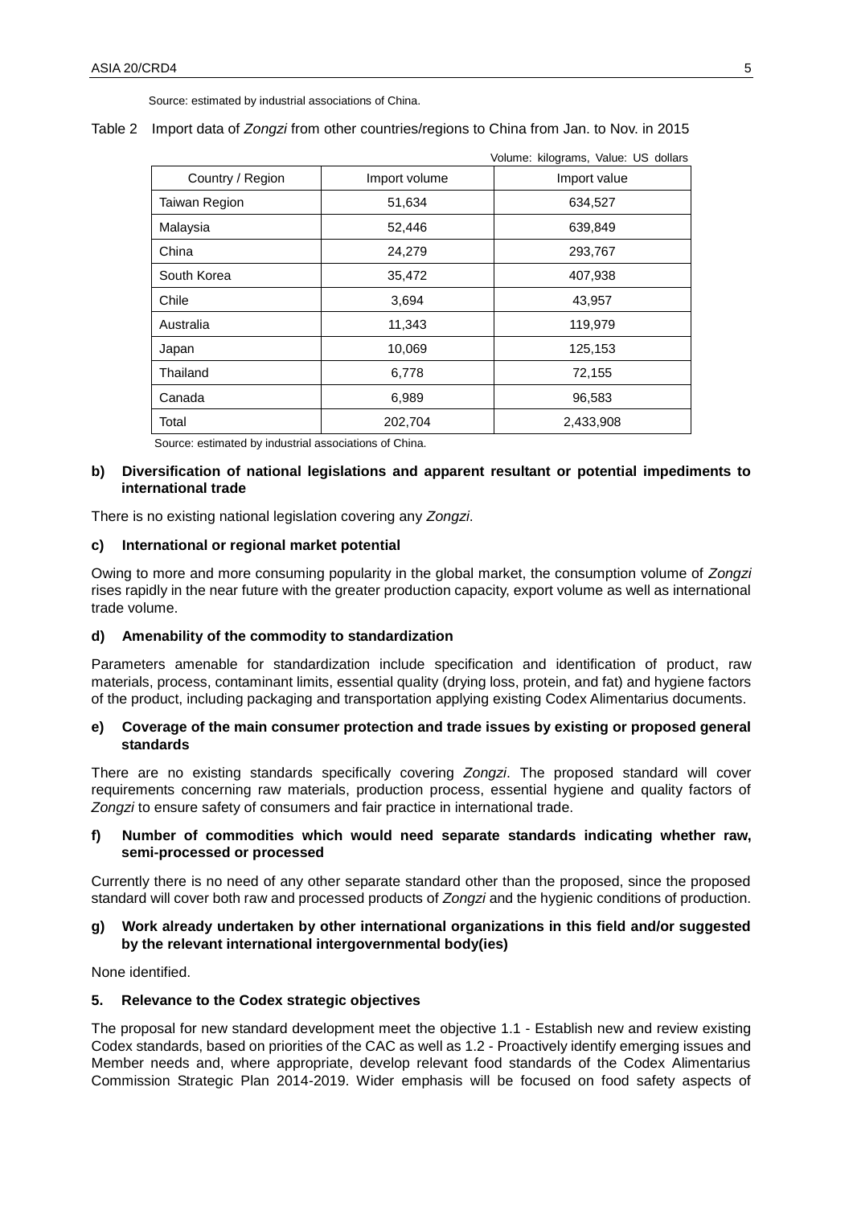Source: estimated by industrial associations of China.

Table 2 Import data of *Zongzi* from other countries/regions to China from Jan. to Nov. in 2015

Volume: kilograms, Value: US dollars

| Country / Region | Import volume | Import value |
| --- | --- | --- |
| Taiwan Region | 51,634 | 634,527 |
| Malaysia | 52,446 | 639,849 |
| China | 24,279 | 293,767 |
| South Korea | 35,472 | 407,938 |
| Chile | 3,694 | 43,957 |
| Australia | 11,343 | 119,979 |
| Japan | 10,069 | 125,153 |
| Thailand | 6,778 | 72,155 |
| Canada | 6,989 | 96,583 |
| Total | 202,704 | 2,433,908 |

Source: estimated by industrial associations of China.

**b) Diversification of national legislations and apparent resultant or potential impediments to international trade**

There is no existing national legislation covering any *Zongzi*.

**c) International or regional market potential**

Owing to more and more consuming popularity in the global market, the consumption volume of *Zongzi* rises rapidly in the near future with the greater production capacity, export volume as well as international trade volume.

**d) Amenability of the commodity to standardization**

Parameters amenable for standardization include specification and identification of product, raw materials, process, contaminant limits, essential quality (drying loss, protein, and fat) and hygiene factors of the product, including packaging and transportation applying existing Codex Alimentarius documents.

**e) Coverage of the main consumer protection and trade issues by existing or proposed general standards**

There are no existing standards specifically covering *Zongzi*. The proposed standard will cover requirements concerning raw materials, production process, essential hygiene and quality factors of *Zongzi* to ensure safety of consumers and fair practice in international trade.

**f) Number of commodities which would need separate standards indicating whether raw, semi-processed or processed**

Currently there is no need of any other separate standard other than the proposed, since the proposed standard will cover both raw and processed products of *Zongzi* and the hygienic conditions of production.

**g) Work already undertaken by other international organizations in this field and/or suggested by the relevant international intergovernmental body(ies)**

None identified.

**5. Relevance to the Codex strategic objectives**

The proposal for new standard development meet the objective 1.1 - Establish new and review existing Codex standards, based on priorities of the CAC as well as 1.2 - Proactively identify emerging issues and Member needs and, where appropriate, develop relevant food standards of the Codex Alimentarius Commission Strategic Plan 2014-2019. Wider emphasis will be focused on food safety aspects of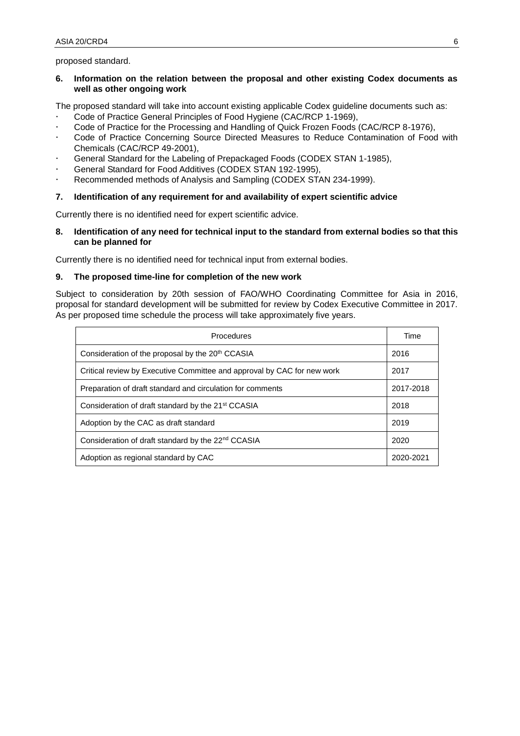proposed standard.

**6. Information on the relation between the proposal and other existing Codex documents as well as other ongoing work**

The proposed standard will take into account existing applicable Codex guideline documents such as:

- Code of Practice General Principles of Food Hygiene (CAC/RCP 1-1969),
- Code of Practice for the Processing and Handling of Quick Frozen Foods (CAC/RCP 8-1976),
- Code of Practice Concerning Source Directed Measures to Reduce Contamination of Food with Chemicals (CAC/RCP 49-2001),
- General Standard for the Labeling of Prepackaged Foods (CODEX STAN 1-1985),
- General Standard for Food Additives (CODEX STAN 192-1995),
- Recommended methods of Analysis and Sampling (CODEX STAN 234-1999).

**7. Identification of any requirement for and availability of expert scientific advice**

Currently there is no identified need for expert scientific advice.

**8. Identification of any need for technical input to the standard from external bodies so that this can be planned for**

Currently there is no identified need for technical input from external bodies.

**9. The proposed time-line for completion of the new work**

Subject to consideration by 20th session of FAO/WHO Coordinating Committee for Asia in 2016, proposal for standard development will be submitted for review by Codex Executive Committee in 2017. As per proposed time schedule the process will take approximately five years.

| Procedures | Time |
|---|---|
| Consideration of the proposal by the 20th CCASIA | 2016 |
| Critical review by Executive Committee and approval by CAC for new work | 2017 |
| Preparation of draft standard and circulation for comments | 2017-2018 |
| Consideration of draft standard by the 21st CCASIA | 2018 |
| Adoption by the CAC as draft standard | 2019 |
| Consideration of draft standard by the 22nd CCASIA | 2020 |
| Adoption as regional standard by CAC | 2020-2021 |